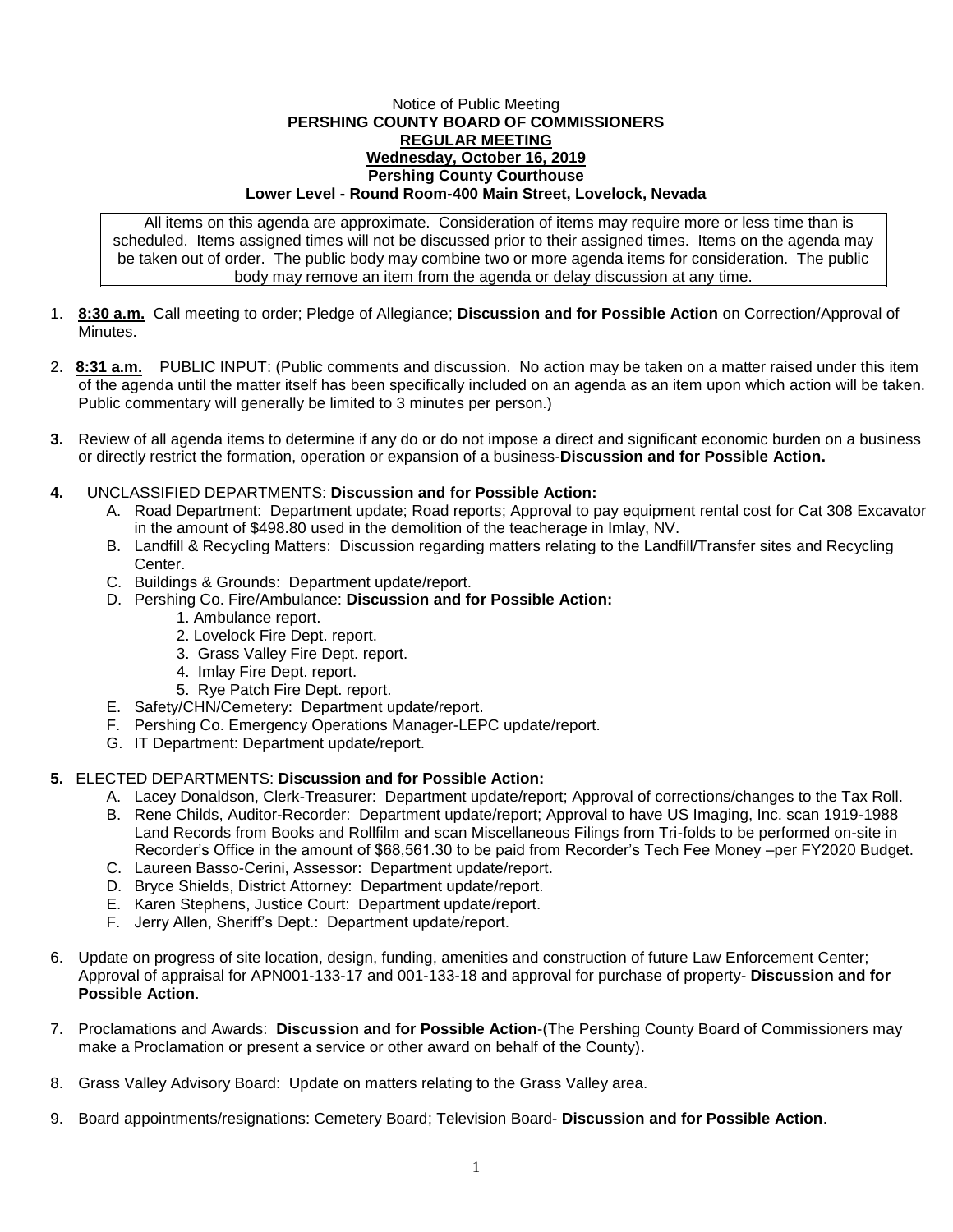Notice of Public Meeting
**PERSHING COUNTY BOARD OF COMMISSIONERS**
**REGULAR MEETING**
**Wednesday, October 16, 2019**
**Pershing County Courthouse**
**Lower Level - Round Room-400 Main Street, Lovelock, Nevada**

All items on this agenda are approximate. Consideration of items may require more or less time than is scheduled. Items assigned times will not be discussed prior to their assigned times. Items on the agenda may be taken out of order. The public body may combine two or more agenda items for consideration. The public body may remove an item from the agenda or delay discussion at any time.

1. **8:30 a.m.** Call meeting to order; Pledge of Allegiance; **Discussion and for Possible Action** on Correction/Approval of Minutes.

2. **8:31 a.m.** PUBLIC INPUT: (Public comments and discussion. No action may be taken on a matter raised under this item of the agenda until the matter itself has been specifically included on an agenda as an item upon which action will be taken. Public commentary will generally be limited to 3 minutes per person.)

3. Review of all agenda items to determine if any do or do not impose a direct and significant economic burden on a business or directly restrict the formation, operation or expansion of a business-**Discussion and for Possible Action.**

4. UNCLASSIFIED DEPARTMENTS: **Discussion and for Possible Action:**
   - A. Road Department: Department update; Road reports; Approval to pay equipment rental cost for Cat 308 Excavator in the amount of $498.80 used in the demolition of the teacherage in Imlay, NV.
   - B. Landfill & Recycling Matters: Discussion regarding matters relating to the Landfill/Transfer sites and Recycling Center.
   - C. Buildings & Grounds: Department update/report.
   - D. Pershing Co. Fire/Ambulance: **Discussion and for Possible Action:**
     1. Ambulance report.
     2. Lovelock Fire Dept. report.
     3. Grass Valley Fire Dept. report.
     4. Imlay Fire Dept. report.
     5. Rye Patch Fire Dept. report.
   - E. Safety/CHN/Cemetery: Department update/report.
   - F. Pershing Co. Emergency Operations Manager-LEPC update/report.
   - G. IT Department: Department update/report.

5. ELECTED DEPARTMENTS: **Discussion and for Possible Action:**
   - A. Lacey Donaldson, Clerk-Treasurer: Department update/report; Approval of corrections/changes to the Tax Roll.
   - B. Rene Childs, Auditor-Recorder: Department update/report; Approval to have US Imaging, Inc. scan 1919-1988 Land Records from Books and Rollfilm and scan Miscellaneous Filings from Tri-folds to be performed on-site in Recorder's Office in the amount of $68,561.30 to be paid from Recorder's Tech Fee Money –per FY2020 Budget.
   - C. Laureen Basso-Cerini, Assessor: Department update/report.
   - D. Bryce Shields, District Attorney: Department update/report.
   - E. Karen Stephens, Justice Court: Department update/report.
   - F. Jerry Allen, Sheriff's Dept.: Department update/report.

6. Update on progress of site location, design, funding, amenities and construction of future Law Enforcement Center; Approval of appraisal for APN001-133-17 and 001-133-18 and approval for purchase of property- **Discussion and for Possible Action**.

7. Proclamations and Awards: **Discussion and for Possible Action**-(The Pershing County Board of Commissioners may make a Proclamation or present a service or other award on behalf of the County).

8. Grass Valley Advisory Board: Update on matters relating to the Grass Valley area.

9. Board appointments/resignations: Cemetery Board; Television Board- **Discussion and for Possible Action**.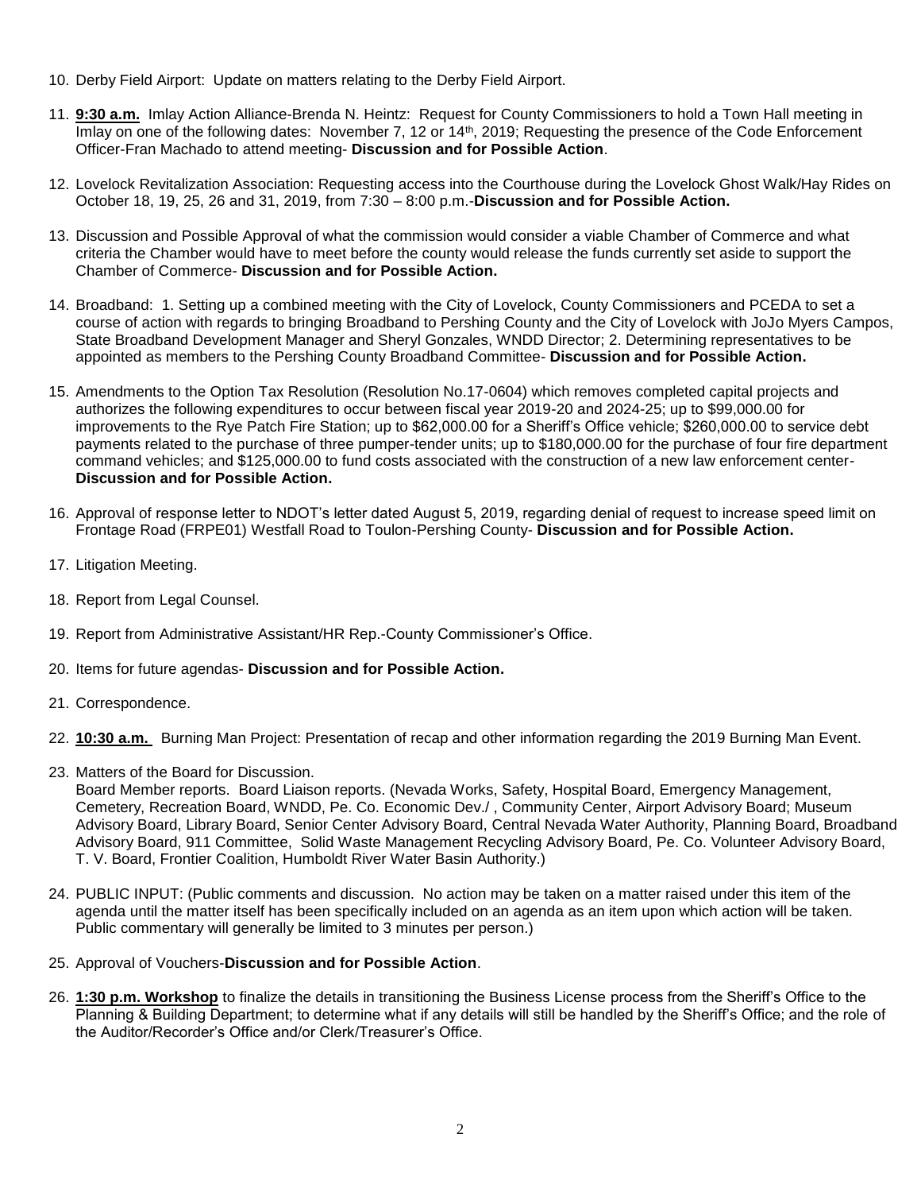10. Derby Field Airport: Update on matters relating to the Derby Field Airport.

11. **9:30 a.m.** Imlay Action Alliance-Brenda N. Heintz: Request for County Commissioners to hold a Town Hall meeting in Imlay on one of the following dates: November 7, 12 or 14th, 2019; Requesting the presence of the Code Enforcement Officer-Fran Machado to attend meeting- **Discussion and for Possible Action**.

12. Lovelock Revitalization Association: Requesting access into the Courthouse during the Lovelock Ghost Walk/Hay Rides on October 18, 19, 25, 26 and 31, 2019, from 7:30 – 8:00 p.m.-**Discussion and for Possible Action.**

13. Discussion and Possible Approval of what the commission would consider a viable Chamber of Commerce and what criteria the Chamber would have to meet before the county would release the funds currently set aside to support the Chamber of Commerce- **Discussion and for Possible Action.**

14. Broadband: 1. Setting up a combined meeting with the City of Lovelock, County Commissioners and PCEDA to set a course of action with regards to bringing Broadband to Pershing County and the City of Lovelock with JoJo Myers Campos, State Broadband Development Manager and Sheryl Gonzales, WNDD Director; 2. Determining representatives to be appointed as members to the Pershing County Broadband Committee- **Discussion and for Possible Action.**

15. Amendments to the Option Tax Resolution (Resolution No.17-0604) which removes completed capital projects and authorizes the following expenditures to occur between fiscal year 2019-20 and 2024-25; up to $99,000.00 for improvements to the Rye Patch Fire Station; up to $62,000.00 for a Sheriff's Office vehicle; $260,000.00 to service debt payments related to the purchase of three pumper-tender units; up to $180,000.00 for the purchase of four fire department command vehicles; and $125,000.00 to fund costs associated with the construction of a new law enforcement center- **Discussion and for Possible Action.**

16. Approval of response letter to NDOT's letter dated August 5, 2019, regarding denial of request to increase speed limit on Frontage Road (FRPE01) Westfall Road to Toulon-Pershing County- **Discussion and for Possible Action.**

17. Litigation Meeting.

18. Report from Legal Counsel.

19. Report from Administrative Assistant/HR Rep.-County Commissioner's Office.

20. Items for future agendas- **Discussion and for Possible Action.**

21. Correspondence.

22. **10:30 a.m.** Burning Man Project: Presentation of recap and other information regarding the 2019 Burning Man Event.

23. Matters of the Board for Discussion.
    Board Member reports. Board Liaison reports. (Nevada Works, Safety, Hospital Board, Emergency Management, Cemetery, Recreation Board, WNDD, Pe. Co. Economic Dev./ , Community Center, Airport Advisory Board; Museum Advisory Board, Library Board, Senior Center Advisory Board, Central Nevada Water Authority, Planning Board, Broadband Advisory Board, 911 Committee, Solid Waste Management Recycling Advisory Board, Pe. Co. Volunteer Advisory Board, T. V. Board, Frontier Coalition, Humboldt River Water Basin Authority.)

24. PUBLIC INPUT: (Public comments and discussion. No action may be taken on a matter raised under this item of the agenda until the matter itself has been specifically included on an agenda as an item upon which action will be taken. Public commentary will generally be limited to 3 minutes per person.)

25. Approval of Vouchers-**Discussion and for Possible Action**.

26. **1:30 p.m. Workshop** to finalize the details in transitioning the Business License process from the Sheriff's Office to the Planning & Building Department; to determine what if any details will still be handled by the Sheriff's Office; and the role of the Auditor/Recorder's Office and/or Clerk/Treasurer's Office.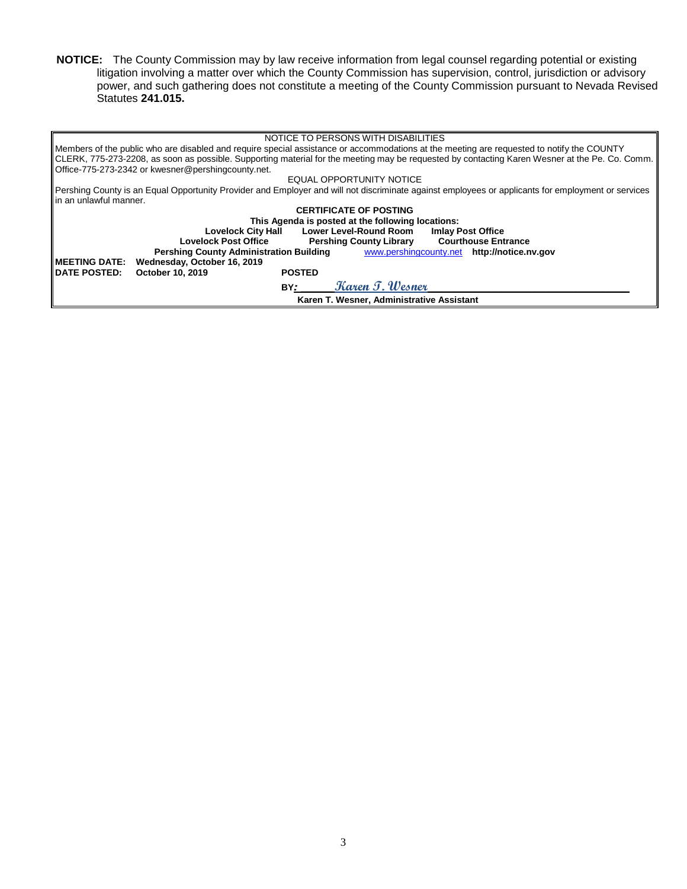**NOTICE:** The County Commission may by law receive information from legal counsel regarding potential or existing litigation involving a matter over which the County Commission has supervision, control, jurisdiction or advisory power, and such gathering does not constitute a meeting of the County Commission pursuant to Nevada Revised Statutes **241.015.**

NOTICE TO PERSONS WITH DISABILITIES

Members of the public who are disabled and require special assistance or accommodations at the meeting are requested to notify the COUNTY CLERK, 775-273-2208, as soon as possible. Supporting material for the meeting may be requested by contacting Karen Wesner at the Pe. Co. Comm. Office-775-273-2342 or kwesner@pershingcounty.net.

EQUAL OPPORTUNITY NOTICE

Pershing County is an Equal Opportunity Provider and Employer and will not discriminate against employees or applicants for employment or services in an unlawful manner.

**CERTIFICATE OF POSTING**

**This Agenda is posted at the following locations:**

**Lovelock City Hall** **Lower Level-Round Room** **Imlay Post Office**
**Lovelock Post Office** **Pershing County Library** **Courthouse Entrance**
**Pershing County Administration Building** www.pershingcounty.net **http://notice.nv.gov**

**MEETING DATE:** **Wednesday, October 16, 2019**
**DATE POSTED:** **October 10, 2019** **POSTED**

**BY:** *Karen T. Wesner*

**Karen T. Wesner, Administrative Assistant**